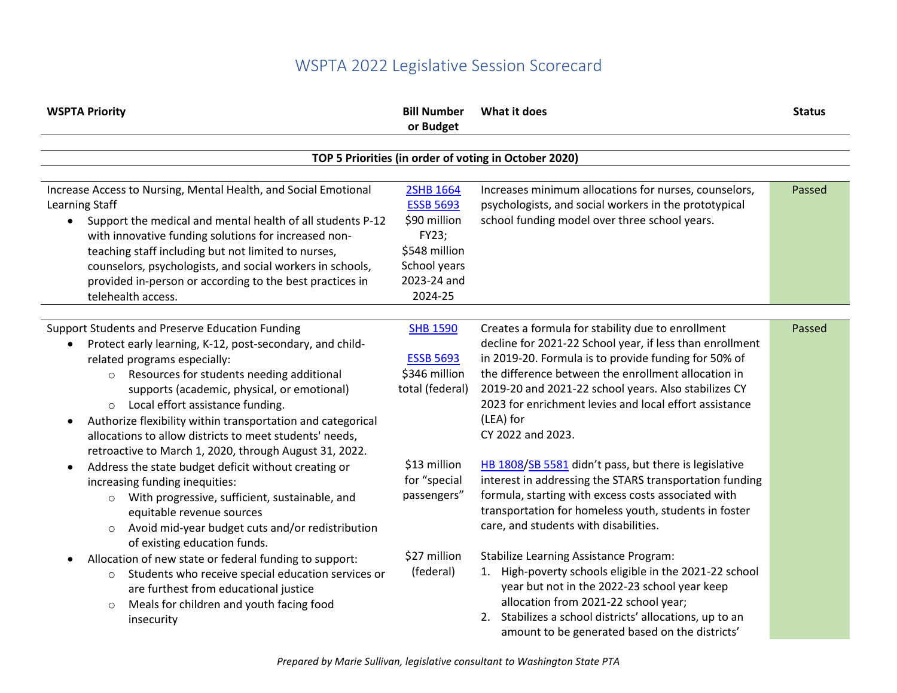# WSPTA 2022 Legislative Session Scorecard

| WSPTA Priority | Bill Number or Budget | What it does | Status |
|---|---|---|---|
| **TOP 5 Priorities (in order of voting in October 2020)** | | | |
| Increase Access to Nursing, Mental Health, and Social Emotional Learning Staff<br>• Support the medical and mental health of all students P-12 with innovative funding solutions for increased non-teaching staff including but not limited to nurses, counselors, psychologists, and social workers in schools, provided in-person or according to the best practices in telehealth access. | 2SHB 1664<br>ESSB 5693<br>$90 million FY23;<br>$548 million School years 2023-24 and 2024-25 | Increases minimum allocations for nurses, counselors, psychologists, and social workers in the prototypical school funding model over three school years. | Passed |
| Support Students and Preserve Education Funding<br>• Protect early learning, K-12, post-secondary, and child-related programs especially:<br>  ◦ Resources for students needing additional supports (academic, physical, or emotional)<br>  ◦ Local effort assistance funding.<br>• Authorize flexibility within transportation and categorical allocations to allow districts to meet students' needs, retroactive to March 1, 2020, through August 31, 2022.<br>• Address the state budget deficit without creating or increasing funding inequities:<br>  ◦ With progressive, sufficient, sustainable, and equitable revenue sources<br>  ◦ Avoid mid-year budget cuts and/or redistribution of existing education funds.<br>• Allocation of new state or federal funding to support:<br>  ◦ Students who receive special education services or are furthest from educational justice<br>  ◦ Meals for children and youth facing food insecurity | SHB 1590<br><br>ESSB 5693<br>$346 million total (federal)<br><br>$13 million for "special passengers"<br><br>$27 million (federal) | Creates a formula for stability due to enrollment decline for 2021-22 School year, if less than enrollment in 2019-20. Formula is to provide funding for 50% of the difference between the enrollment allocation in 2019-20 and 2021-22 school years. Also stabilizes CY 2023 for enrichment levies and local effort assistance (LEA) for CY 2022 and 2023.<br><br>HB 1808/SB 5581 didn't pass, but there is legislative interest in addressing the STARS transportation funding formula, starting with excess costs associated with transportation for homeless youth, students in foster care, and students with disabilities.<br><br>Stabilize Learning Assistance Program:<br>1. High-poverty schools eligible in the 2021-22 school year but not in the 2022-23 school year keep allocation from 2021-22 school year;<br>2. Stabilizes a school districts' allocations, up to an amount to be generated based on the districts' | Passed |

*Prepared by Marie Sullivan, legislative consultant to Washington State PTA*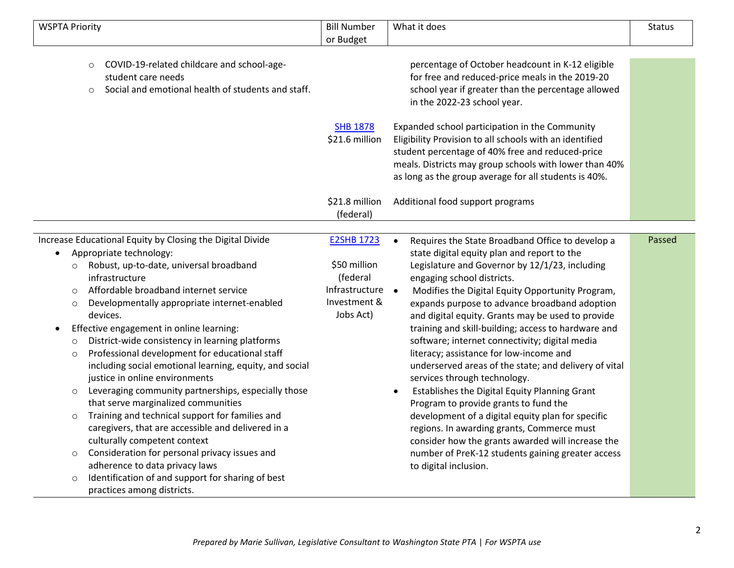| WSPTA Priority | Bill Number or Budget | What it does | Status |
|---|---|---|---|
| ○ COVID-19-related childcare and school-age-student care needs<br>○ Social and emotional health of students and staff. | | percentage of October headcount in K-12 eligible for free and reduced-price meals in the 2019-20 school year if greater than the percentage allowed in the 2022-23 school year. | |
| | [SHB 1878](#)<br>$21.6 million | Expanded school participation in the Community Eligibility Provision to all schools with an identified student percentage of 40% free and reduced-price meals. Districts may group schools with lower than 40% as long as the group average for all students is 40%. | |
| | $21.8 million (federal) | Additional food support programs | |
| Increase Educational Equity by Closing the Digital Divide<br>• Appropriate technology:<br>○ Robust, up-to-date, universal broadband infrastructure<br>○ Affordable broadband internet service<br>○ Developmentally appropriate internet-enabled devices.<br>• Effective engagement in online learning:<br>○ District-wide consistency in learning platforms<br>○ Professional development for educational staff including social emotional learning, equity, and social justice in online environments<br>○ Leveraging community partnerships, especially those that serve marginalized communities<br>○ Training and technical support for families and caregivers, that are accessible and delivered in a culturally competent context<br>○ Consideration for personal privacy issues and adherence to data privacy laws<br>○ Identification of and support for sharing of best practices among districts. | [E2SHB 1723](#)<br><br>$50 million (federal Infrastructure Investment & Jobs Act) | • Requires the State Broadband Office to develop a state digital equity plan and report to the Legislature and Governor by 12/1/23, including engaging school districts.<br>• Modifies the Digital Equity Opportunity Program, expands purpose to advance broadband adoption and digital equity. Grants may be used to provide training and skill-building; access to hardware and software; internet connectivity; digital media literacy; assistance for low-income and underserved areas of the state; and delivery of vital services through technology.<br>• Establishes the Digital Equity Planning Grant Program to provide grants to fund the development of a digital equity plan for specific regions. In awarding grants, Commerce must consider how the grants awarded will increase the number of PreK-12 students gaining greater access to digital inclusion. | Passed |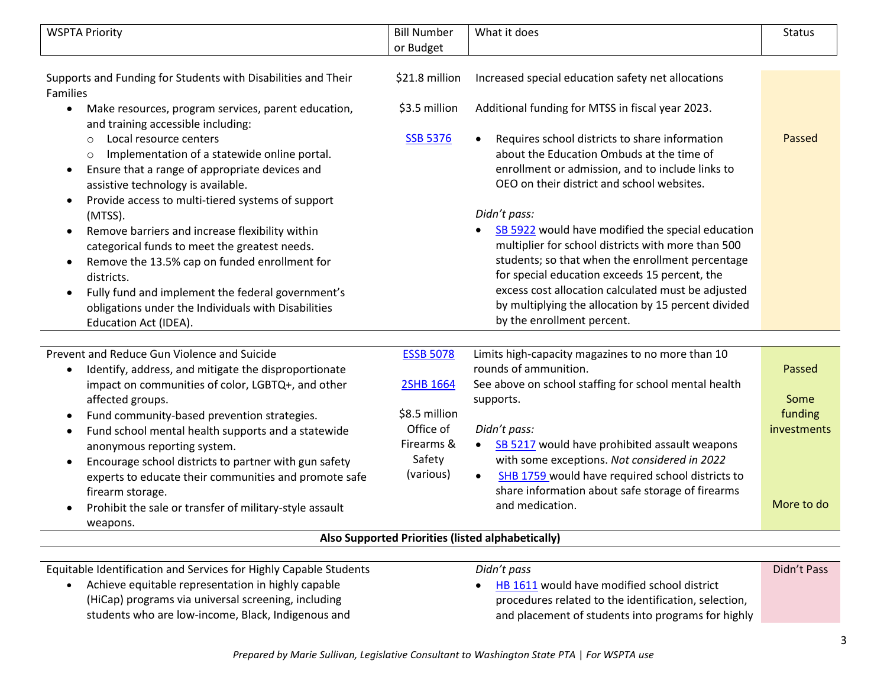| WSPTA Priority | Bill Number or Budget | What it does | Status |
|---|---|---|---|
| Supports and Funding for Students with Disabilities and Their Families<br>• Make resources, program services, parent education, and training accessible including:<br>  ○ Local resource centers<br>  ○ Implementation of a statewide online portal.<br>• Ensure that a range of appropriate devices and assistive technology is available.<br>• Provide access to multi-tiered systems of support (MTSS).<br>• Remove barriers and increase flexibility within categorical funds to meet the greatest needs.<br>• Remove the 13.5% cap on funded enrollment for districts.<br>• Fully fund and implement the federal government's obligations under the Individuals with Disabilities Education Act (IDEA). | $21.8 million<br><br>$3.5 million<br><br>SSB 5376 | Increased special education safety net allocations<br><br>Additional funding for MTSS in fiscal year 2023.<br><br>• Requires school districts to share information about the Education Ombuds at the time of enrollment or admission, and to include links to OEO on their district and school websites.<br><br>*Didn't pass:*<br>• SB 5922 would have modified the special education multiplier for school districts with more than 500 students; so that when the enrollment percentage for special education exceeds 15 percent, the excess cost allocation calculated must be adjusted by multiplying the allocation by 15 percent divided by the enrollment percent. | Passed |
| Prevent and Reduce Gun Violence and Suicide<br>• Identify, address, and mitigate the disproportionate impact on communities of color, LGBTQ+, and other affected groups.<br>• Fund community-based prevention strategies.<br>• Fund school mental health supports and a statewide anonymous reporting system.<br>• Encourage school districts to partner with gun safety experts to educate their communities and promote safe firearm storage.<br>• Prohibit the sale or transfer of military-style assault weapons. | ESSB 5078<br><br>2SHB 1664<br><br>$8.5 million Office of Firearms & Safety (various) | Limits high-capacity magazines to no more than 10 rounds of ammunition.<br>See above on school staffing for school mental health supports.<br><br>*Didn't pass:*<br>• SB 5217 would have prohibited assault weapons with some exceptions. *Not considered in 2022*<br>• SHB 1759 would have required school districts to share information about safe storage of firearms and medication. | Passed<br><br>Some funding investments<br><br>More to do |
| **Also Supported Priorities (listed alphabetically)** | | | |
| Equitable Identification and Services for Highly Capable Students<br>• Achieve equitable representation in highly capable (HiCap) programs via universal screening, including students who are low-income, Black, Indigenous and | | *Didn't pass*<br>• HB 1611 would have modified school district procedures related to the identification, selection, and placement of students into programs for highly | Didn't Pass |

*Prepared by Marie Sullivan, Legislative Consultant to Washington State PTA | For WSPTA use*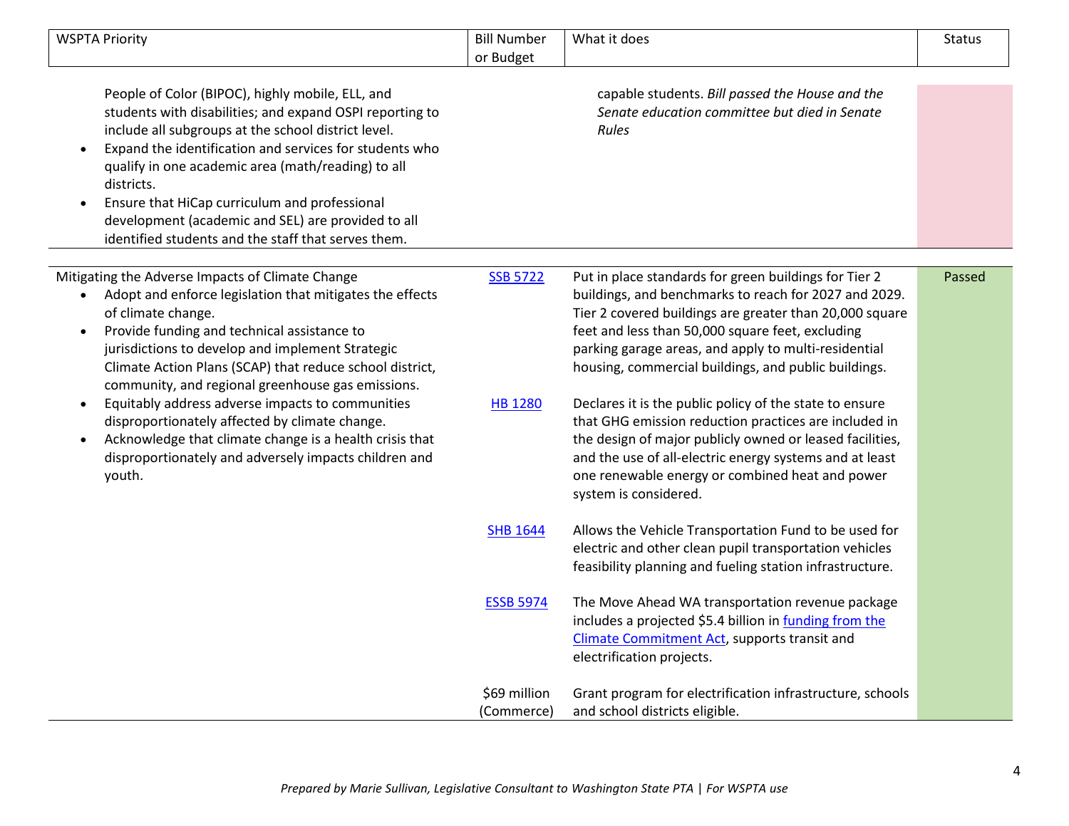| WSPTA Priority | Bill Number or Budget | What it does | Status |
|---|---|---|---|
| People of Color (BIPOC), highly mobile, ELL, and students with disabilities; and expand OSPI reporting to include all subgroups at the school district level.<br>• Expand the identification and services for students who qualify in one academic area (math/reading) to all districts.<br>• Ensure that HiCap curriculum and professional development (academic and SEL) are provided to all identified students and the staff that serves them. | | capable students. *Bill passed the House and the Senate education committee but died in Senate Rules* | |
| Mitigating the Adverse Impacts of Climate Change<br>• Adopt and enforce legislation that mitigates the effects of climate change.<br>• Provide funding and technical assistance to jurisdictions to develop and implement Strategic Climate Action Plans (SCAP) that reduce school district, community, and regional greenhouse gas emissions.<br>• Equitably address adverse impacts to communities disproportionately affected by climate change.<br>• Acknowledge that climate change is a health crisis that disproportionately and adversely impacts children and youth. | [SSB 5722]() | Put in place standards for green buildings for Tier 2 buildings, and benchmarks to reach for 2027 and 2029. Tier 2 covered buildings are greater than 20,000 square feet and less than 50,000 square feet, excluding parking garage areas, and apply to multi-residential housing, commercial buildings, and public buildings. | Passed |
| | [HB 1280]() | Declares it is the public policy of the state to ensure that GHG emission reduction practices are included in the design of major publicly owned or leased facilities, and the use of all-electric energy systems and at least one renewable energy or combined heat and power system is considered. | |
| | [SHB 1644]() | Allows the Vehicle Transportation Fund to be used for electric and other clean pupil transportation vehicles feasibility planning and fueling station infrastructure. | |
| | [ESSB 5974]() | The Move Ahead WA transportation revenue package includes a projected $5.4 billion in [funding from the Climate Commitment Act](), supports transit and electrification projects. | |
| | $69 million (Commerce) | Grant program for electrification infrastructure, schools and school districts eligible. | |

*Prepared by Marie Sullivan, Legislative Consultant to Washington State PTA | For WSPTA use*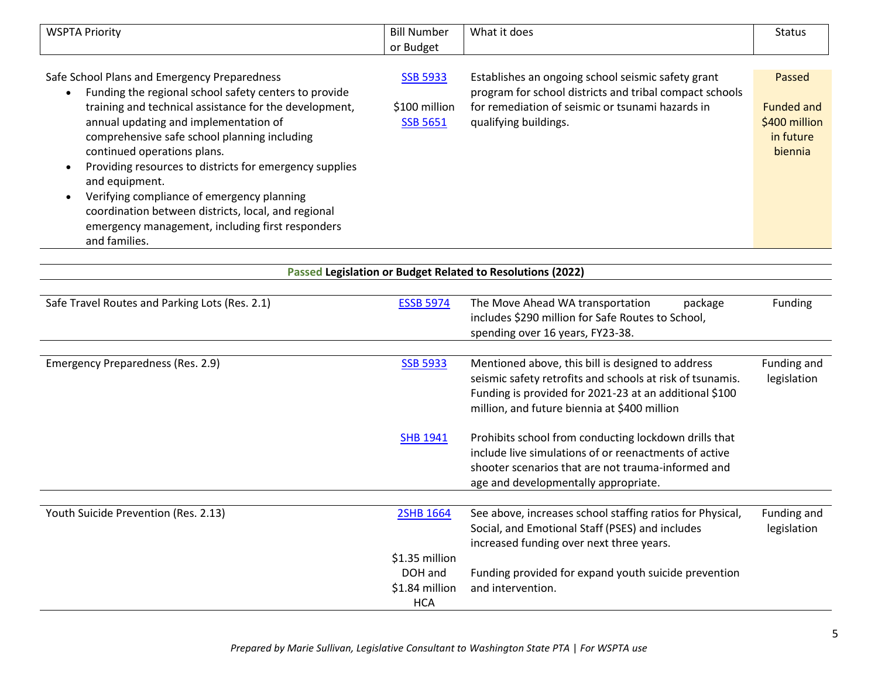| WSPTA Priority | Bill Number or Budget | What it does | Status |
|---|---|---|---|
| Safe School Plans and Emergency Preparedness<br>• Funding the regional school safety centers to provide training and technical assistance for the development, annual updating and implementation of comprehensive safe school planning including continued operations plans.<br>• Providing resources to districts for emergency supplies and equipment.<br>• Verifying compliance of emergency planning coordination between districts, local, and regional emergency management, including first responders and families. | SSB 5933<br><br>$100 million<br>SSB 5651 | Establishes an ongoing school seismic safety grant program for school districts and tribal compact schools for remediation of seismic or tsunami hazards in qualifying buildings. | Passed<br><br>Funded and $400 million in future biennia |

**Passed Legislation or Budget Related to Resolutions (2022)**

| WSPTA Priority | Bill Number or Budget | What it does | Status |
|---|---|---|---|
| Safe Travel Routes and Parking Lots (Res. 2.1) | ESSB 5974 | The Move Ahead WA transportation package includes $290 million for Safe Routes to School, spending over 16 years, FY23-38. | Funding |
| Emergency Preparedness (Res. 2.9) | SSB 5933 | Mentioned above, this bill is designed to address seismic safety retrofits and schools at risk of tsunamis. Funding is provided for 2021-23 at an additional $100 million, and future biennia at $400 million | Funding and legislation |
| | SHB 1941 | Prohibits school from conducting lockdown drills that include live simulations of or reenactments of active shooter scenarios that are not trauma-informed and age and developmentally appropriate. | |
| Youth Suicide Prevention (Res. 2.13) | 2SHB 1664 | See above, increases school staffing ratios for Physical, Social, and Emotional Staff (PSES) and includes increased funding over next three years. | Funding and legislation |
| | $1.35 million DOH and $1.84 million HCA | Funding provided for expand youth suicide prevention and intervention. | |

*Prepared by Marie Sullivan, Legislative Consultant to Washington State PTA | For WSPTA use*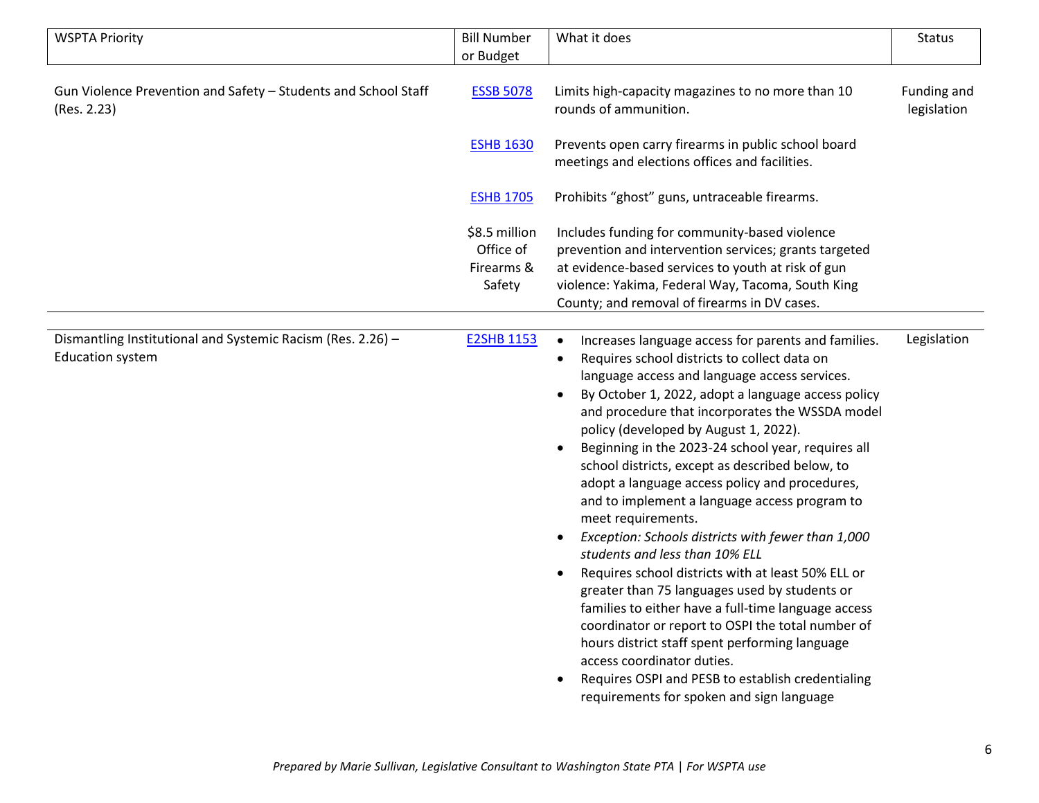| WSPTA Priority | Bill Number or Budget | What it does | Status |
|---|---|---|---|
| Gun Violence Prevention and Safety – Students and School Staff (Res. 2.23) | ESSB 5078 | Limits high-capacity magazines to no more than 10 rounds of ammunition. | Funding and legislation |
| | ESHB 1630 | Prevents open carry firearms in public school board meetings and elections offices and facilities. | |
| | ESHB 1705 | Prohibits "ghost" guns, untraceable firearms. | |
| | $8.5 million Office of Firearms & Safety | Includes funding for community-based violence prevention and intervention services; grants targeted at evidence-based services to youth at risk of gun violence: Yakima, Federal Way, Tacoma, South King County; and removal of firearms in DV cases. | |
| Dismantling Institutional and Systemic Racism (Res. 2.26) – Education system | E2SHB 1153 | • Increases language access for parents and families.<br>• Requires school districts to collect data on language access and language access services.<br>• By October 1, 2022, adopt a language access policy and procedure that incorporates the WSSDA model policy (developed by August 1, 2022).<br>• Beginning in the 2023-24 school year, requires all school districts, except as described below, to adopt a language access policy and procedures, and to implement a language access program to meet requirements.<br>• *Exception: Schools districts with fewer than 1,000 students and less than 10% ELL*<br>• Requires school districts with at least 50% ELL or greater than 75 languages used by students or families to either have a full-time language access coordinator or report to OSPI the total number of hours district staff spent performing language access coordinator duties.<br>• Requires OSPI and PESB to establish credentialing requirements for spoken and sign language | Legislation |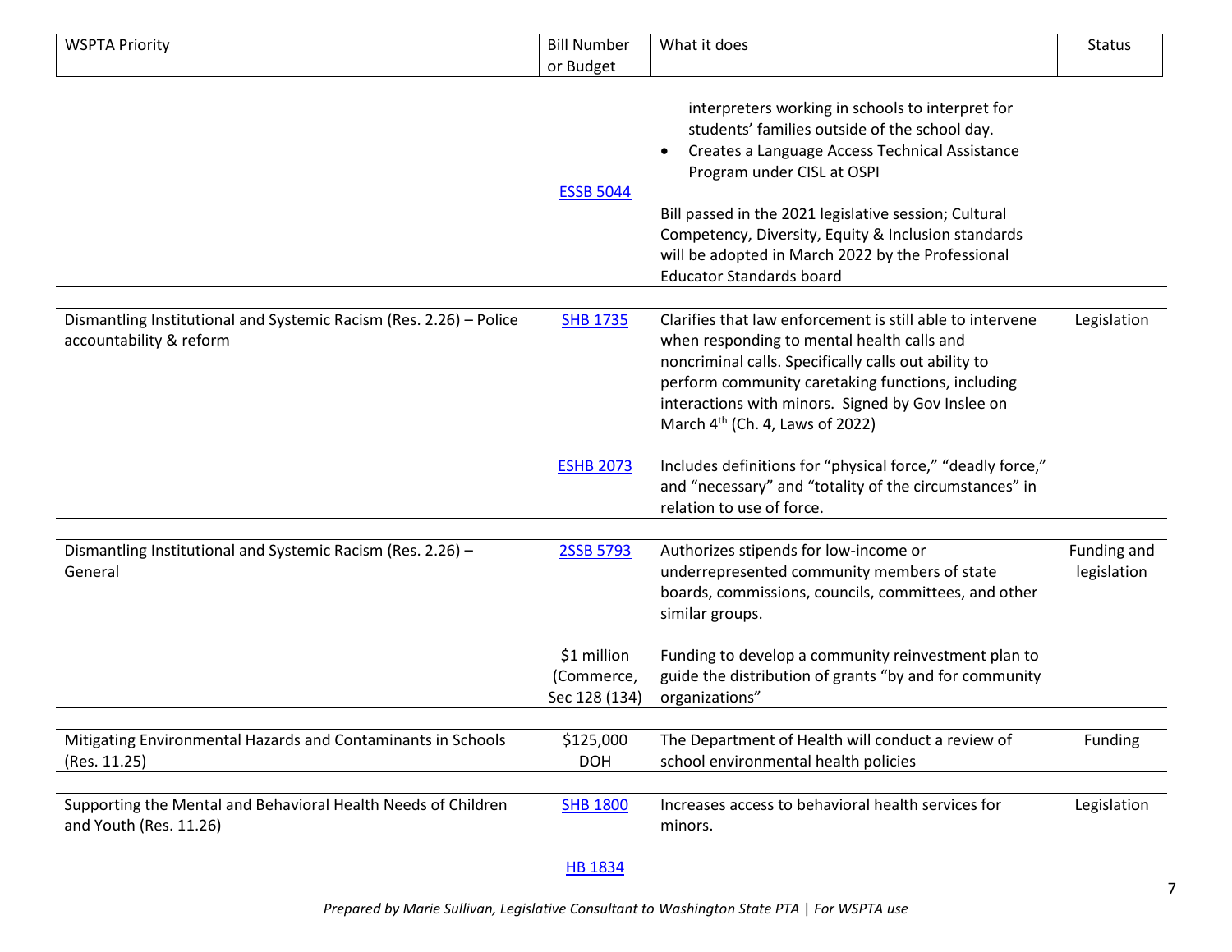| WSPTA Priority | Bill Number or Budget | What it does | Status |
|---|---|---|---|
| | ESSB 5044 | interpreters working in schools to interpret for students' families outside of the school day.<br>• Creates a Language Access Technical Assistance Program under CISL at OSPI<br><br>Bill passed in the 2021 legislative session; Cultural Competency, Diversity, Equity & Inclusion standards will be adopted in March 2022 by the Professional Educator Standards board | |
| Dismantling Institutional and Systemic Racism (Res. 2.26) – Police accountability & reform | SHB 1735 | Clarifies that law enforcement is still able to intervene when responding to mental health calls and noncriminal calls. Specifically calls out ability to perform community caretaking functions, including interactions with minors. Signed by Gov Inslee on March 4th (Ch. 4, Laws of 2022) | Legislation |
| | ESHB 2073 | Includes definitions for "physical force," "deadly force," and "necessary" and "totality of the circumstances" in relation to use of force. | |
| Dismantling Institutional and Systemic Racism (Res. 2.26) – General | 2SSB 5793 | Authorizes stipends for low-income or underrepresented community members of state boards, commissions, councils, committees, and other similar groups. | Funding and legislation |
| | $1 million (Commerce, Sec 128 (134) | Funding to develop a community reinvestment plan to guide the distribution of grants "by and for community organizations" | |
| Mitigating Environmental Hazards and Contaminants in Schools (Res. 11.25) | $125,000 DOH | The Department of Health will conduct a review of school environmental health policies | Funding |
| Supporting the Mental and Behavioral Health Needs of Children and Youth (Res. 11.26) | SHB 1800 | Increases access to behavioral health services for minors. | Legislation |
| | HB 1834 | | |

*Prepared by Marie Sullivan, Legislative Consultant to Washington State PTA | For WSPTA use*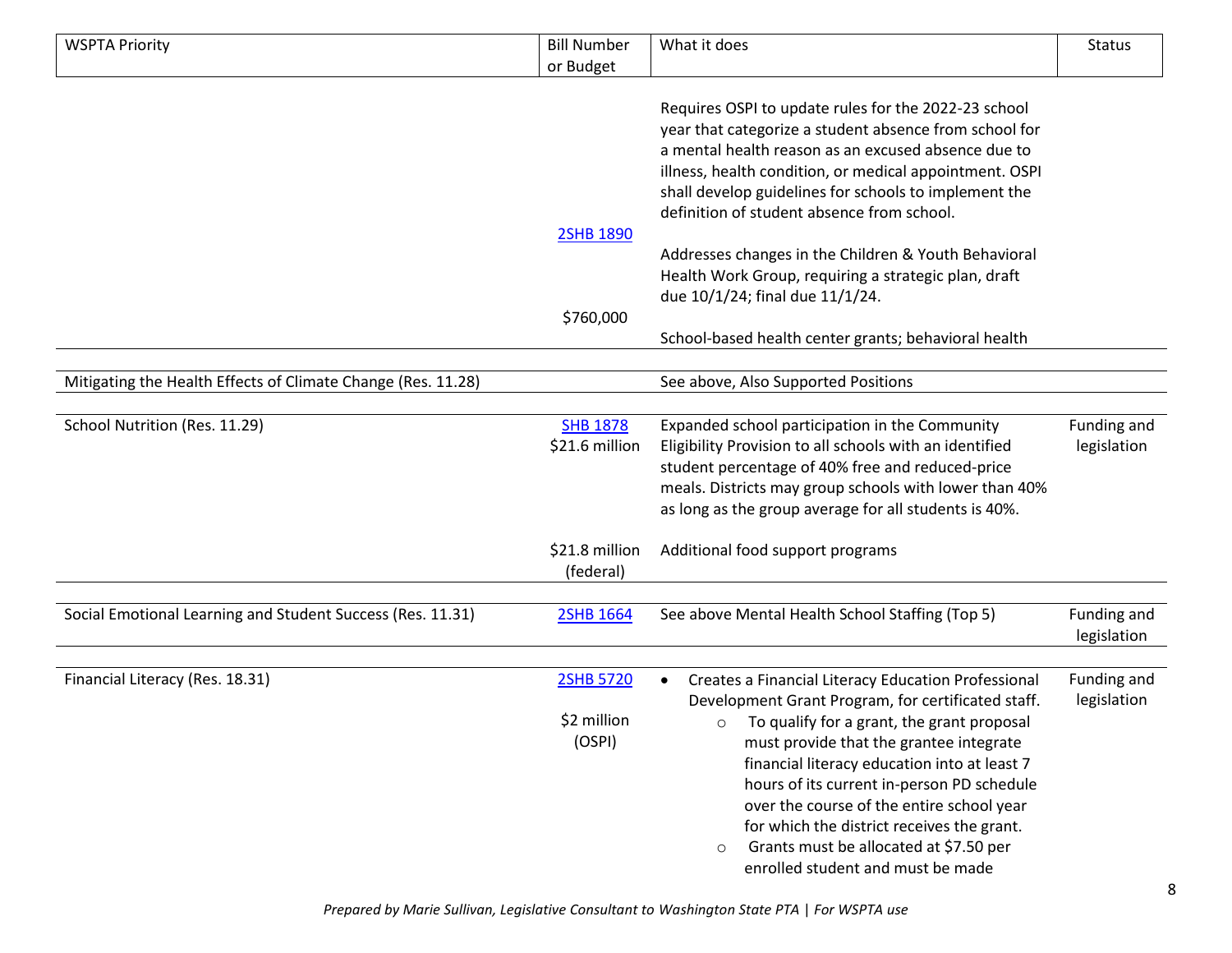| WSPTA Priority | Bill Number or Budget | What it does | Status |
|---|---|---|---|
| | 2SHB 1890<br><br>$760,000 | Requires OSPI to update rules for the 2022-23 school year that categorize a student absence from school for a mental health reason as an excused absence due to illness, health condition, or medical appointment. OSPI shall develop guidelines for schools to implement the definition of student absence from school.<br><br>Addresses changes in the Children & Youth Behavioral Health Work Group, requiring a strategic plan, draft due 10/1/24; final due 11/1/24.<br><br>School-based health center grants; behavioral health | |
| Mitigating the Health Effects of Climate Change (Res. 11.28) | | See above, Also Supported Positions | |
| School Nutrition (Res. 11.29) | SHB 1878<br>$21.6 million<br><br>$21.8 million (federal) | Expanded school participation in the Community Eligibility Provision to all schools with an identified student percentage of 40% free and reduced-price meals. Districts may group schools with lower than 40% as long as the group average for all students is 40%.<br><br>Additional food support programs | Funding and legislation |
| Social Emotional Learning and Student Success (Res. 11.31) | 2SHB 1664 | See above Mental Health School Staffing (Top 5) | Funding and legislation |
| Financial Literacy (Res. 18.31) | 2SHB 5720<br><br>$2 million (OSPI) | • Creates a Financial Literacy Education Professional Development Grant Program, for certificated staff.<br>&nbsp;&nbsp;&nbsp;&nbsp;○ To qualify for a grant, the grant proposal must provide that the grantee integrate financial literacy education into at least 7 hours of its current in-person PD schedule over the course of the entire school year for which the district receives the grant.<br>&nbsp;&nbsp;&nbsp;&nbsp;○ Grants must be allocated at $7.50 per enrolled student and must be made | Funding and legislation |

*Prepared by Marie Sullivan, Legislative Consultant to Washington State PTA | For WSPTA use*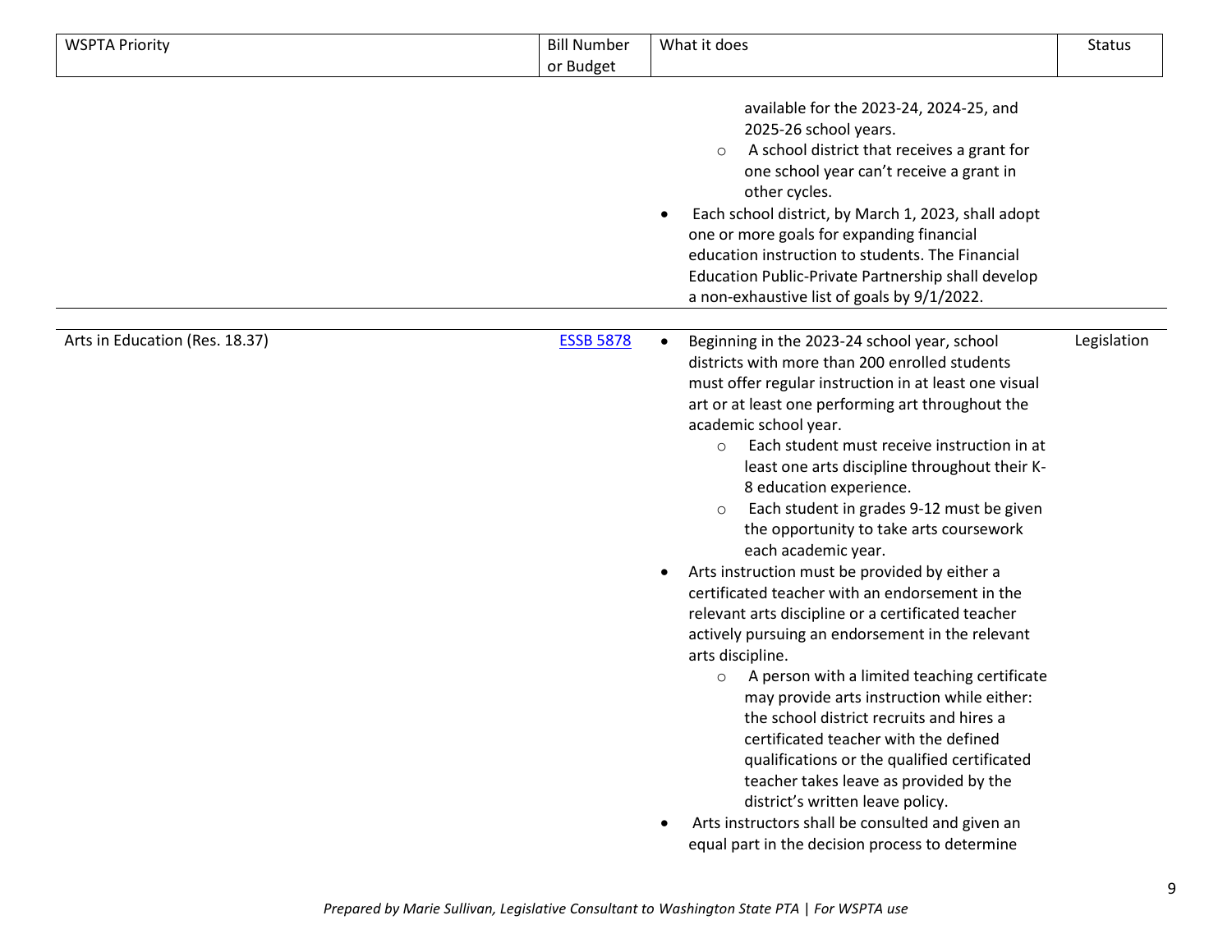| WSPTA Priority | Bill Number or Budget | What it does | Status |
|---|---|---|---|
| | | available for the 2023-24, 2024-25, and 2025-26 school years.<br>  ○ A school district that receives a grant for one school year can't receive a grant in other cycles.<br>• Each school district, by March 1, 2023, shall adopt one or more goals for expanding financial education instruction to students. The Financial Education Public-Private Partnership shall develop a non-exhaustive list of goals by 9/1/2022. | |
| Arts in Education (Res. 18.37) | [ESSB 5878]() | • Beginning in the 2023-24 school year, school districts with more than 200 enrolled students must offer regular instruction in at least one visual art or at least one performing art throughout the academic school year.<br>  ○ Each student must receive instruction in at least one arts discipline throughout their K-8 education experience.<br>  ○ Each student in grades 9-12 must be given the opportunity to take arts coursework each academic year.<br>• Arts instruction must be provided by either a certificated teacher with an endorsement in the relevant arts discipline or a certificated teacher actively pursuing an endorsement in the relevant arts discipline.<br>  ○ A person with a limited teaching certificate may provide arts instruction while either: the school district recruits and hires a certificated teacher with the defined qualifications or the qualified certificated teacher takes leave as provided by the district's written leave policy.<br>• Arts instructors shall be consulted and given an equal part in the decision process to determine | Legislation |

*Prepared by Marie Sullivan, Legislative Consultant to Washington State PTA | For WSPTA use*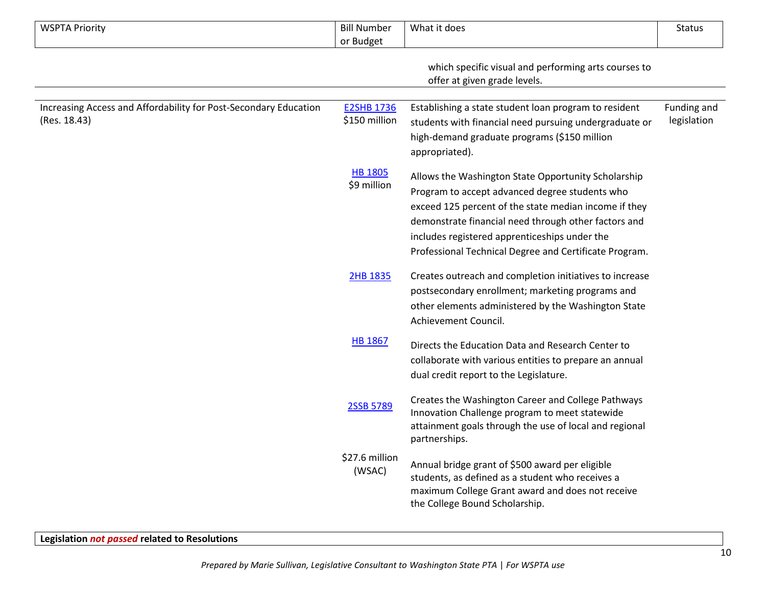| WSPTA Priority | Bill Number or Budget | What it does | Status |
|---|---|---|---|
| | | which specific visual and performing arts courses to offer at given grade levels. | |
| Increasing Access and Affordability for Post-Secondary Education (Res. 18.43) | E2SHB 1736 $150 million | Establishing a state student loan program to resident students with financial need pursuing undergraduate or high-demand graduate programs ($150 million appropriated). | Funding and legislation |
| | HB 1805 $9 million | Allows the Washington State Opportunity Scholarship Program to accept advanced degree students who exceed 125 percent of the state median income if they demonstrate financial need through other factors and includes registered apprenticeships under the Professional Technical Degree and Certificate Program. | |
| | 2HB 1835 | Creates outreach and completion initiatives to increase postsecondary enrollment; marketing programs and other elements administered by the Washington State Achievement Council. | |
| | HB 1867 | Directs the Education Data and Research Center to collaborate with various entities to prepare an annual dual credit report to the Legislature. | |
| | 2SSB 5789 | Creates the Washington Career and College Pathways Innovation Challenge program to meet statewide attainment goals through the use of local and regional partnerships. | |
| | $27.6 million (WSAC) | Annual bridge grant of $500 award per eligible students, as defined as a student who receives a maximum College Grant award and does not receive the College Bound Scholarship. | |

**Legislation *not passed* related to Resolutions**

*Prepared by Marie Sullivan, Legislative Consultant to Washington State PTA | For WSPTA use*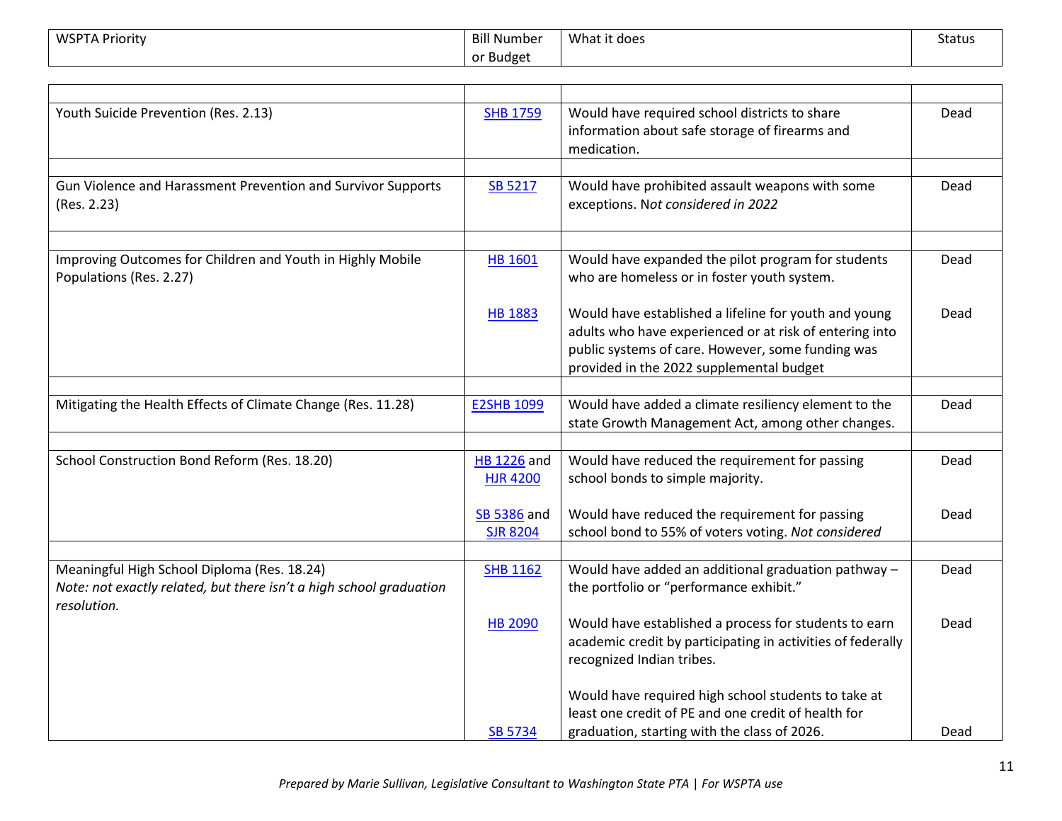| WSPTA Priority | Bill Number or Budget | What it does | Status |
|---|---|---|---|
| | | | |
| Youth Suicide Prevention (Res. 2.13) | SHB 1759 | Would have required school districts to share information about safe storage of firearms and medication. | Dead |
| | | | |
| Gun Violence and Harassment Prevention and Survivor Supports (Res. 2.23) | SB 5217 | Would have prohibited assault weapons with some exceptions. N*ot considered in 2022* | Dead |
| | | | |
| Improving Outcomes for Children and Youth in Highly Mobile Populations (Res. 2.27) | HB 1601 | Would have expanded the pilot program for students who are homeless or in foster youth system. | Dead |
| | HB 1883 | Would have established a lifeline for youth and young adults who have experienced or at risk of entering into public systems of care. However, some funding was provided in the 2022 supplemental budget | Dead |
| | | | |
| Mitigating the Health Effects of Climate Change (Res. 11.28) | E2SHB 1099 | Would have added a climate resiliency element to the state Growth Management Act, among other changes. | Dead |
| | | | |
| School Construction Bond Reform (Res. 18.20) | HB 1226 and HJR 4200 | Would have reduced the requirement for passing school bonds to simple majority. | Dead |
| | SB 5386 and SJR 8204 | Would have reduced the requirement for passing school bond to 55% of voters voting. *Not considered* | Dead |
| | | | |
| Meaningful High School Diploma (Res. 18.24) *Note: not exactly related, but there isn't a high school graduation resolution.* | SHB 1162 | Would have added an additional graduation pathway – the portfolio or "performance exhibit." | Dead |
| | HB 2090 | Would have established a process for students to earn academic credit by participating in activities of federally recognized Indian tribes. | Dead |
| | SB 5734 | Would have required high school students to take at least one credit of PE and one credit of health for graduation, starting with the class of 2026. | Dead |

*Prepared by Marie Sullivan, Legislative Consultant to Washington State PTA | For WSPTA use*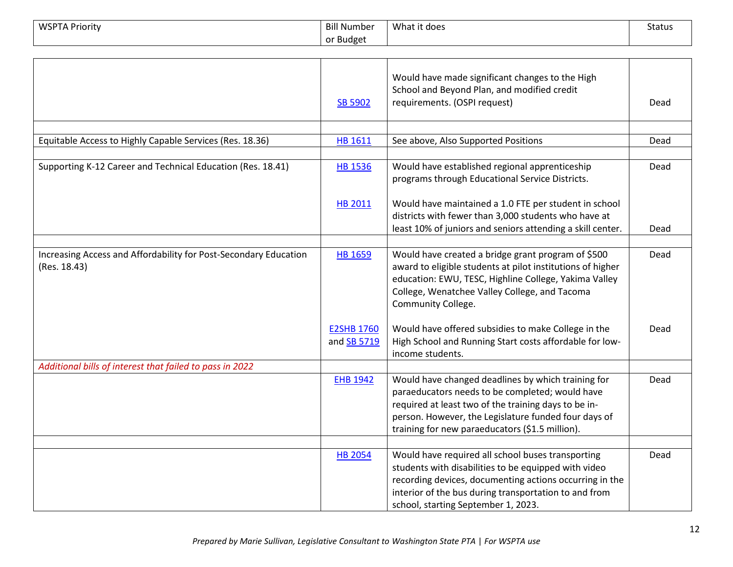| WSPTA Priority | Bill Number or Budget | What it does | Status |
|---|---|---|---|
| | SB 5902 | Would have made significant changes to the High School and Beyond Plan, and modified credit requirements. (OSPI request) | Dead |
| | | | |
| Equitable Access to Highly Capable Services (Res. 18.36) | HB 1611 | See above, Also Supported Positions | Dead |
| | | | |
| Supporting K-12 Career and Technical Education (Res. 18.41) | HB 1536 | Would have established regional apprenticeship programs through Educational Service Districts. | Dead |
| | HB 2011 | Would have maintained a 1.0 FTE per student in school districts with fewer than 3,000 students who have at least 10% of juniors and seniors attending a skill center. | Dead |
| | | | |
| Increasing Access and Affordability for Post-Secondary Education (Res. 18.43) | HB 1659 | Would have created a bridge grant program of $500 award to eligible students at pilot institutions of higher education: EWU, TESC, Highline College, Yakima Valley College, Wenatchee Valley College, and Tacoma Community College. | Dead |
| | E2SHB 1760 and SB 5719 | Would have offered subsidies to make College in the High School and Running Start costs affordable for low-income students. | Dead |
| *Additional bills of interest that failed to pass in 2022* | | | |
| | EHB 1942 | Would have changed deadlines by which training for paraeducators needs to be completed; would have required at least two of the training days to be in-person. However, the Legislature funded four days of training for new paraeducators ($1.5 million). | Dead |
| | | | |
| | HB 2054 | Would have required all school buses transporting students with disabilities to be equipped with video recording devices, documenting actions occurring in the interior of the bus during transportation to and from school, starting September 1, 2023. | Dead |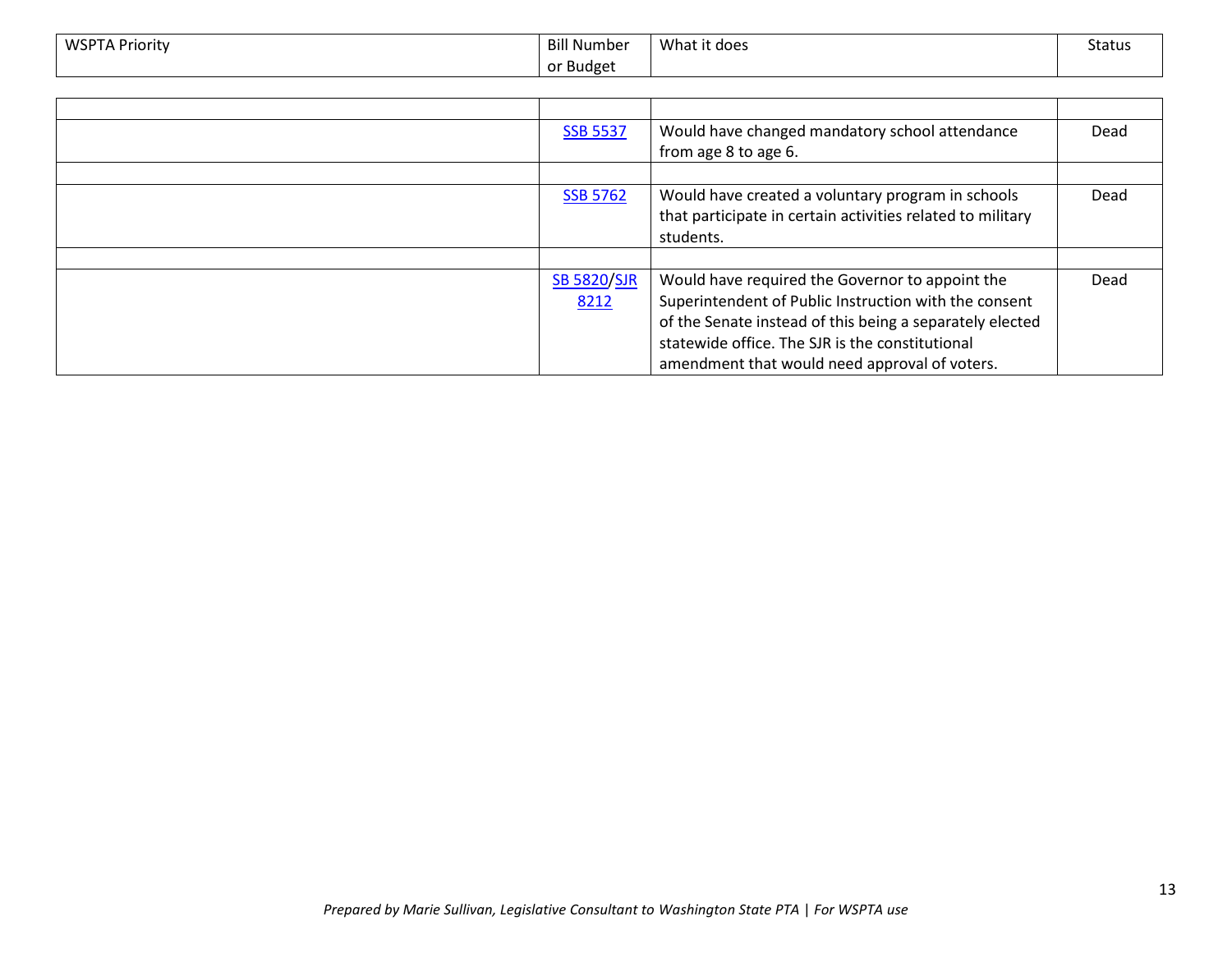| WSPTA Priority | Bill Number or Budget | What it does | Status |
|---|---|---|---|
| | | | |
| | SSB 5537 | Would have changed mandatory school attendance from age 8 to age 6. | Dead |
| | | | |
| | SSB 5762 | Would have created a voluntary program in schools that participate in certain activities related to military students. | Dead |
| | | | |
| | SB 5820/SJR 8212 | Would have required the Governor to appoint the Superintendent of Public Instruction with the consent of the Senate instead of this being a separately elected statewide office. The SJR is the constitutional amendment that would need approval of voters. | Dead |